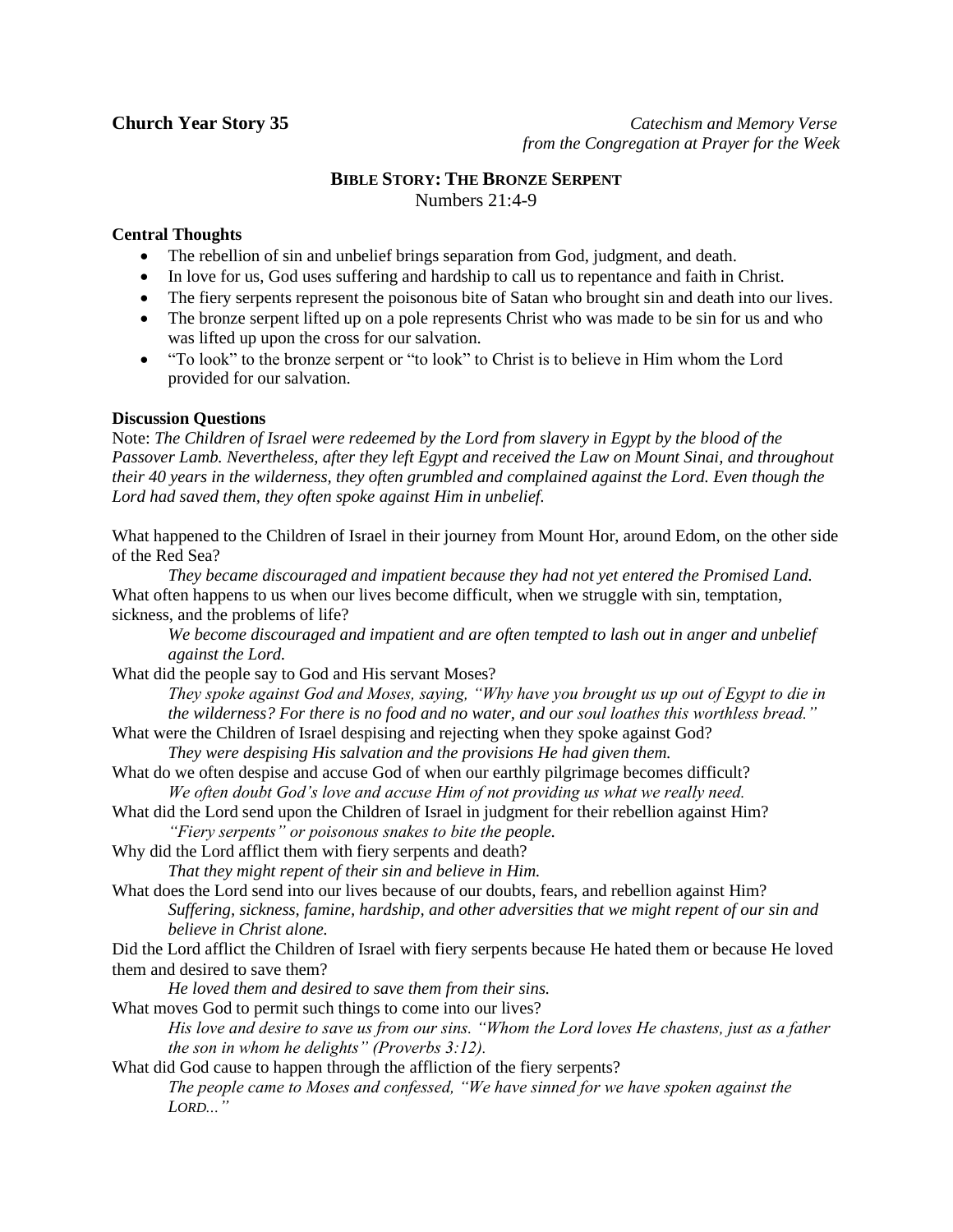**Church Year Story 35**

*Catechism and Memory Verse from the Congregation at Prayer for the Week*

## BIBLE STORY: THE BRONZE SERPENT

Numbers 21:4-9

### Central Thoughts

- The rebellion of sin and unbelief brings separation from God, judgment, and death.
- In love for us, God uses suffering and hardship to call us to repentance and faith in Christ.
- The fiery serpents represent the poisonous bite of Satan who brought sin and death into our lives.
- The bronze serpent lifted up on a pole represents Christ who was made to be sin for us and who was lifted up upon the cross for our salvation.
- "To look" to the bronze serpent or "to look" to Christ is to believe in Him whom the Lord provided for our salvation.

### Discussion Questions

Note: *The Children of Israel were redeemed by the Lord from slavery in Egypt by the blood of the Passover Lamb. Nevertheless, after they left Egypt and received the Law on Mount Sinai, and throughout their 40 years in the wilderness, they often grumbled and complained against the Lord. Even though the Lord had saved them, they often spoke against Him in unbelief.*

What happened to the Children of Israel in their journey from Mount Hor, around Edom, on the other side of the Red Sea?

> *They became discouraged and impatient because they had not yet entered the Promised Land.*

What often happens to us when our lives become difficult, when we struggle with sin, temptation, sickness, and the problems of life?

> *We become discouraged and impatient and are often tempted to lash out in anger and unbelief against the Lord.*

What did the people say to God and His servant Moses?

> *They spoke against God and Moses, saying, "Why have you brought us up out of Egypt to die in the wilderness? For there is no food and no water, and our soul loathes this worthless bread."*

What were the Children of Israel despising and rejecting when they spoke against God?

> *They were despising His salvation and the provisions He had given them.*

What do we often despise and accuse God of when our earthly pilgrimage becomes difficult?

> *We often doubt God's love and accuse Him of not providing us what we really need.*

What did the Lord send upon the Children of Israel in judgment for their rebellion against Him?

> *"Fiery serpents" or poisonous snakes to bite the people.*

Why did the Lord afflict them with fiery serpents and death?

> *That they might repent of their sin and believe in Him.*

What does the Lord send into our lives because of our doubts, fears, and rebellion against Him?

> *Suffering, sickness, famine, hardship, and other adversities that we might repent of our sin and believe in Christ alone.*

Did the Lord afflict the Children of Israel with fiery serpents because He hated them or because He loved them and desired to save them?

> *He loved them and desired to save them from their sins.*

What moves God to permit such things to come into our lives?

> *His love and desire to save us from our sins. "Whom the Lord loves He chastens, just as a father the son in whom he delights" (Proverbs 3:12).*

What did God cause to happen through the affliction of the fiery serpents?

> *The people came to Moses and confessed, "We have sinned for we have spoken against the LORD..."*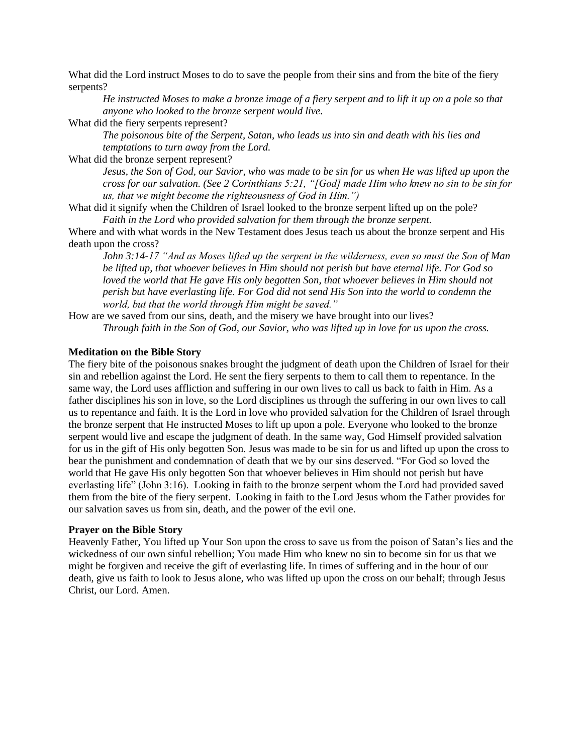What did the Lord instruct Moses to do to save the people from their sins and from the bite of the fiery serpents?

*He instructed Moses to make a bronze image of a fiery serpent and to lift it up on a pole so that anyone who looked to the bronze serpent would live.*

What did the fiery serpents represent?

*The poisonous bite of the Serpent, Satan, who leads us into sin and death with his lies and temptations to turn away from the Lord.*

What did the bronze serpent represent?

*Jesus, the Son of God, our Savior, who was made to be sin for us when He was lifted up upon the cross for our salvation. (See 2 Corinthians 5:21, "[God] made Him who knew no sin to be sin for us, that we might become the righteousness of God in Him.")*

What did it signify when the Children of Israel looked to the bronze serpent lifted up on the pole?

*Faith in the Lord who provided salvation for them through the bronze serpent.*

Where and with what words in the New Testament does Jesus teach us about the bronze serpent and His death upon the cross?

*John 3:14-17 "And as Moses lifted up the serpent in the wilderness, even so must the Son of Man be lifted up, that whoever believes in Him should not perish but have eternal life. For God so loved the world that He gave His only begotten Son, that whoever believes in Him should not perish but have everlasting life. For God did not send His Son into the world to condemn the world, but that the world through Him might be saved."*

How are we saved from our sins, death, and the misery we have brought into our lives?

*Through faith in the Son of God, our Savior, who was lifted up in love for us upon the cross.*

**Meditation on the Bible Story**

The fiery bite of the poisonous snakes brought the judgment of death upon the Children of Israel for their sin and rebellion against the Lord. He sent the fiery serpents to them to call them to repentance. In the same way, the Lord uses affliction and suffering in our own lives to call us back to faith in Him. As a father disciplines his son in love, so the Lord disciplines us through the suffering in our own lives to call us to repentance and faith. It is the Lord in love who provided salvation for the Children of Israel through the bronze serpent that He instructed Moses to lift up upon a pole. Everyone who looked to the bronze serpent would live and escape the judgment of death. In the same way, God Himself provided salvation for us in the gift of His only begotten Son. Jesus was made to be sin for us and lifted up upon the cross to bear the punishment and condemnation of death that we by our sins deserved. "For God so loved the world that He gave His only begotten Son that whoever believes in Him should not perish but have everlasting life" (John 3:16). Looking in faith to the bronze serpent whom the Lord had provided saved them from the bite of the fiery serpent. Looking in faith to the Lord Jesus whom the Father provides for our salvation saves us from sin, death, and the power of the evil one.

**Prayer on the Bible Story**

Heavenly Father, You lifted up Your Son upon the cross to save us from the poison of Satan's lies and the wickedness of our own sinful rebellion; You made Him who knew no sin to become sin for us that we might be forgiven and receive the gift of everlasting life. In times of suffering and in the hour of our death, give us faith to look to Jesus alone, who was lifted up upon the cross on our behalf; through Jesus Christ, our Lord. Amen.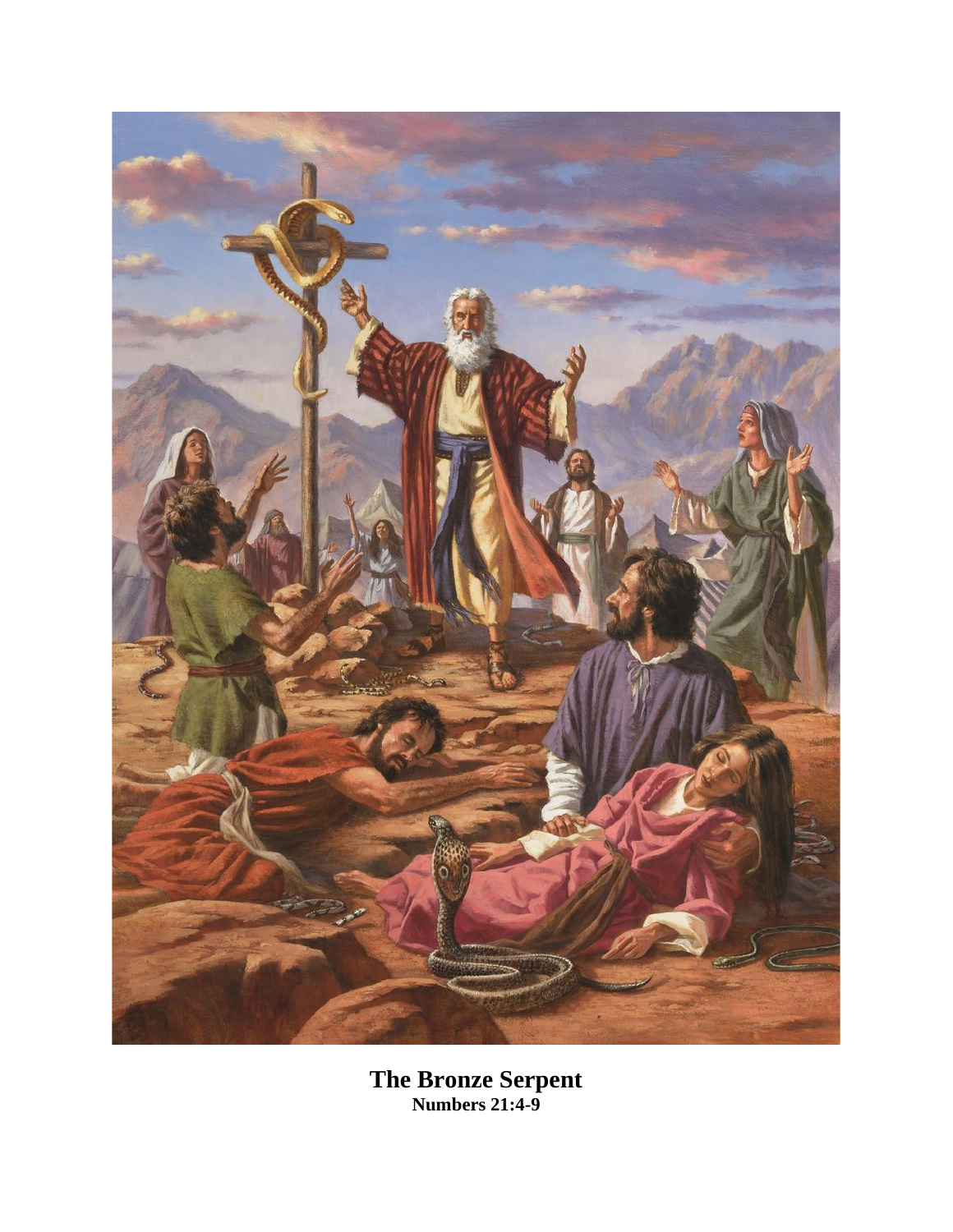**The Bronze Serpent**
**Numbers 21:4-9**